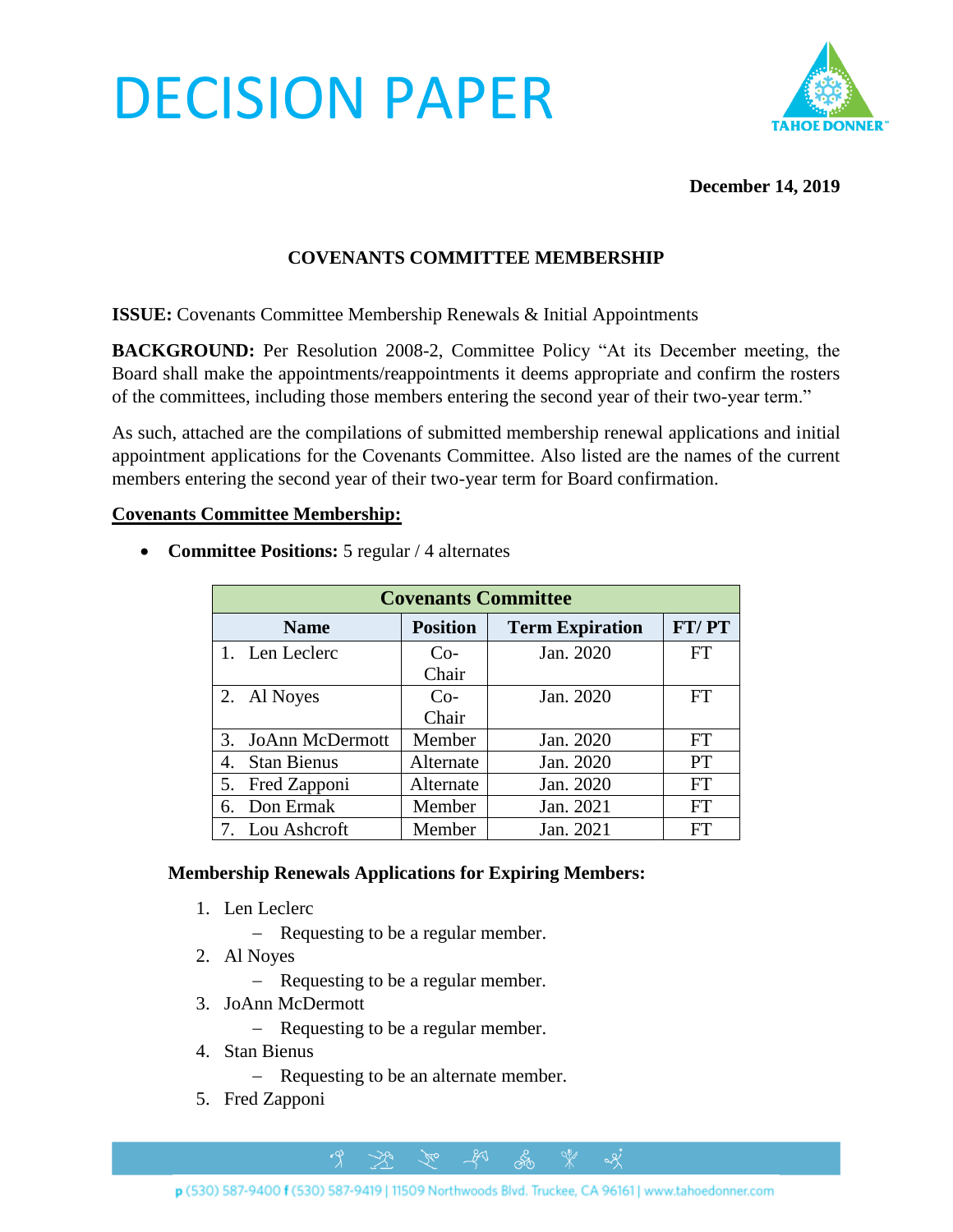# DECISION PAPER

**December 14, 2019**

**COVENANTS COMMITTEE MEMBERSHIP**

**ISSUE:** Covenants Committee Membership Renewals & Initial Appointments

**BACKGROUND:** Per Resolution 2008-2, Committee Policy "At its December meeting, the Board shall make the appointments/reappointments it deems appropriate and confirm the rosters of the committees, including those members entering the second year of their two-year term."

As such, attached are the compilations of submitted membership renewal applications and initial appointment applications for the Covenants Committee. Also listed are the names of the current members entering the second year of their two-year term for Board confirmation.

**Covenants Committee Membership:**

- **Committee Positions:** 5 regular / 4 alternates

| Covenants Committee | | | |
|---|---|---|---|
| **Name** | **Position** | **Term Expiration** | **FT/ PT** |
| 1. Len Leclerc | Co-Chair | Jan. 2020 | FT |
| 2. Al Noyes | Co-Chair | Jan. 2020 | FT |
| 3. JoAnn McDermott | Member | Jan. 2020 | FT |
| 4. Stan Bienus | Alternate | Jan. 2020 | PT |
| 5. Fred Zapponi | Alternate | Jan. 2020 | FT |
| 6. Don Ermak | Member | Jan. 2021 | FT |
| 7. Lou Ashcroft | Member | Jan. 2021 | FT |

**Membership Renewals Applications for Expiring Members:**

1. Len Leclerc
   - Requesting to be a regular member.
2. Al Noyes
   - Requesting to be a regular member.
3. JoAnn McDermott
   - Requesting to be a regular member.
4. Stan Bienus
   - Requesting to be an alternate member.
5. Fred Zapponi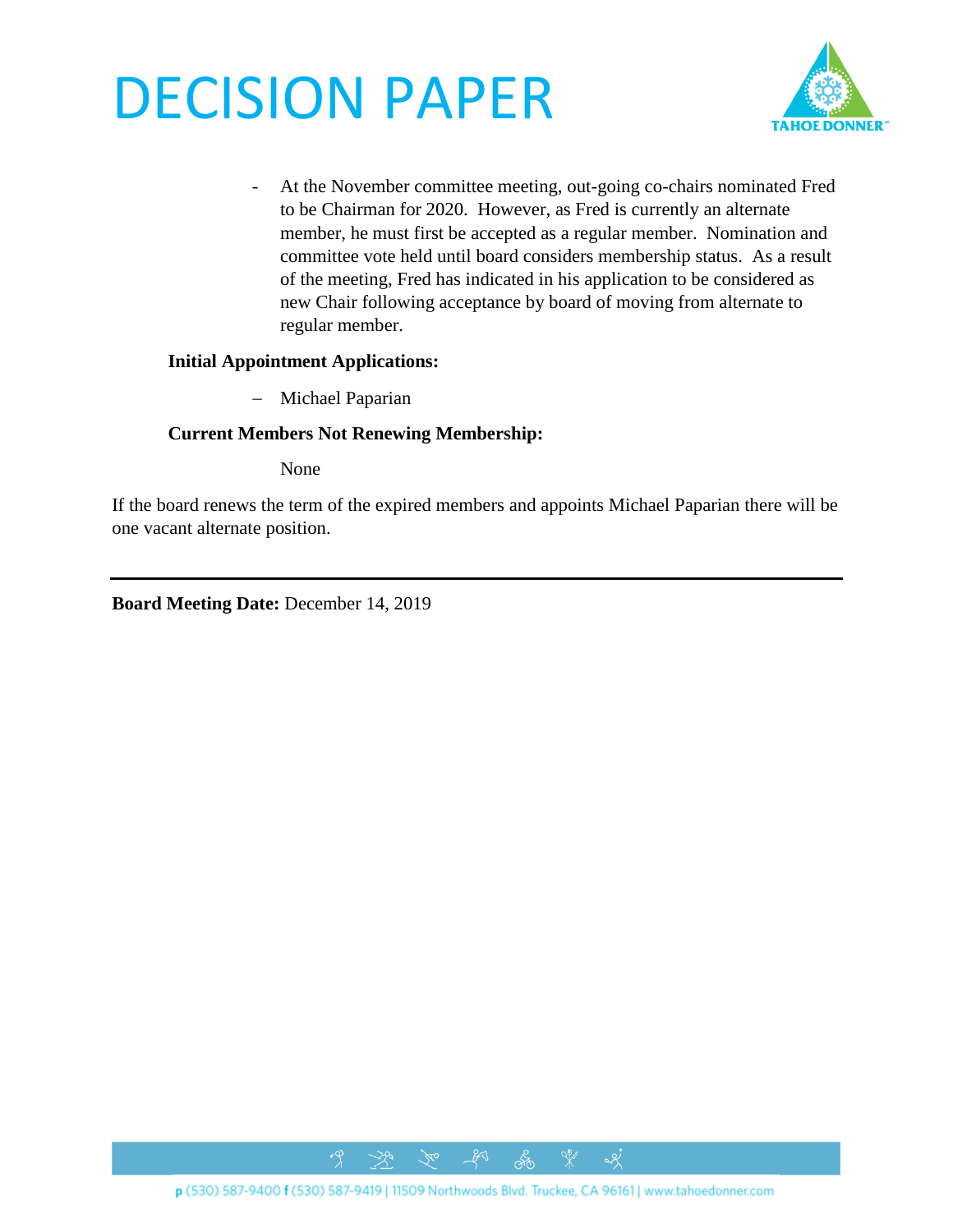# DECISION PAPER

- At the November committee meeting, out-going co-chairs nominated Fred to be Chairman for 2020. However, as Fred is currently an alternate member, he must first be accepted as a regular member. Nomination and committee vote held until board considers membership status. As a result of the meeting, Fred has indicated in his application to be considered as new Chair following acceptance by board of moving from alternate to regular member.

**Initial Appointment Applications:**

- Michael Paparian

**Current Members Not Renewing Membership:**

None

If the board renews the term of the expired members and appoints Michael Paparian there will be one vacant alternate position.

---

**Board Meeting Date:** December 14, 2019